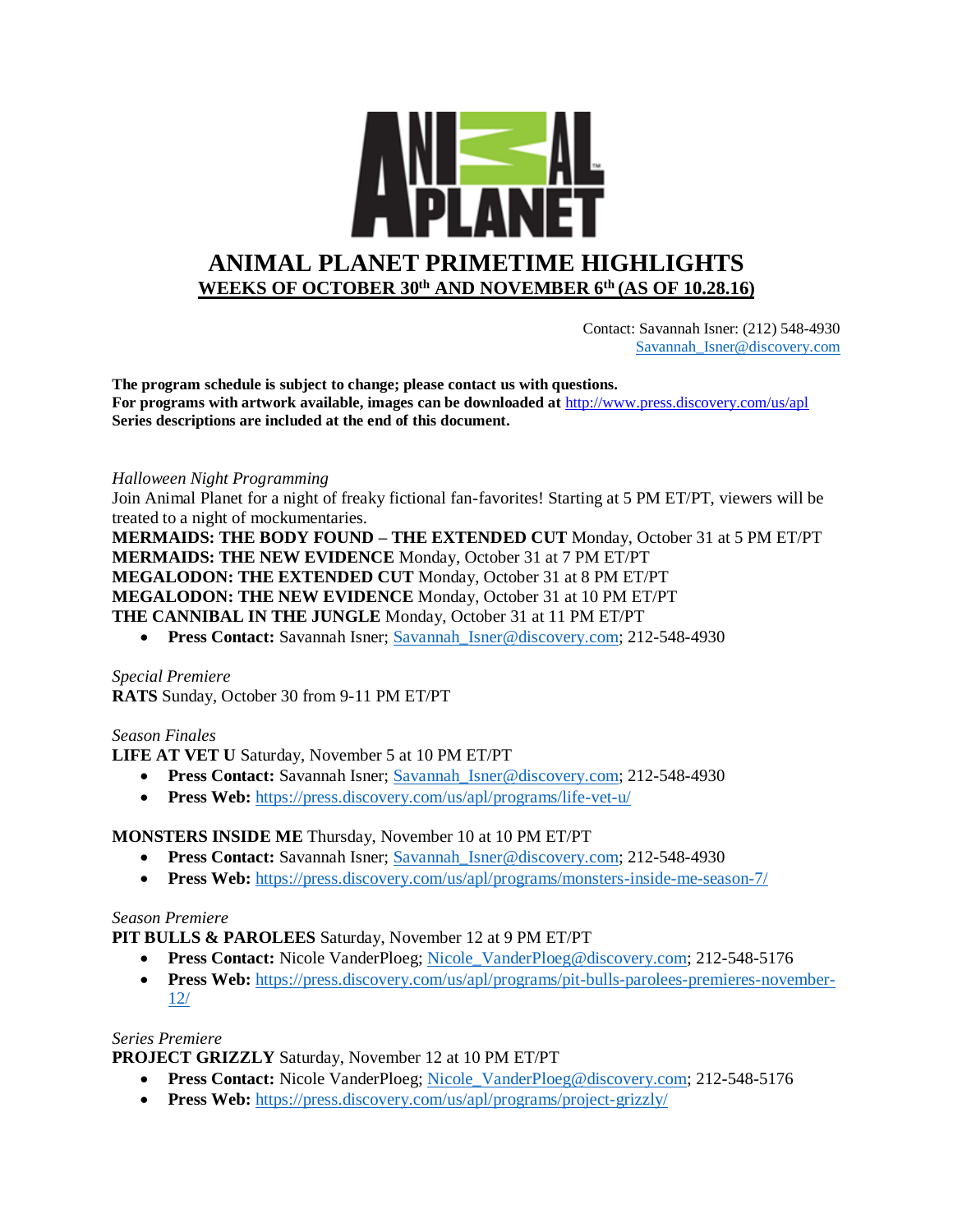# ANIMAL PLANET PRIMETIME HIGHLIGHTS

## WEEKS OF OCTOBER 30th AND NOVEMBER 6th (AS OF 10.28.16)

Contact: Savannah Isner: (212) 548-4930
Savannah_Isner@discovery.com

**The program schedule is subject to change; please contact us with questions.**
**For programs with artwork available, images can be downloaded at** http://www.press.discovery.com/us/apl
**Series descriptions are included at the end of this document.**

*Halloween Night Programming*
Join Animal Planet for a night of freaky fictional fan-favorites! Starting at 5 PM ET/PT, viewers will be treated to a night of mockumentaries.
**MERMAIDS: THE BODY FOUND – THE EXTENDED CUT** Monday, October 31 at 5 PM ET/PT
**MERMAIDS: THE NEW EVIDENCE** Monday, October 31 at 7 PM ET/PT
**MEGALODON: THE EXTENDED CUT** Monday, October 31 at 8 PM ET/PT
**MEGALODON: THE NEW EVIDENCE** Monday, October 31 at 10 PM ET/PT
**THE CANNIBAL IN THE JUNGLE** Monday, October 31 at 11 PM ET/PT

- **Press Contact:** Savannah Isner; Savannah_Isner@discovery.com; 212-548-4930

*Special Premiere*
**RATS** Sunday, October 30 from 9-11 PM ET/PT

*Season Finales*
**LIFE AT VET U** Saturday, November 5 at 10 PM ET/PT

- **Press Contact:** Savannah Isner; Savannah_Isner@discovery.com; 212-548-4930
- **Press Web:** https://press.discovery.com/us/apl/programs/life-vet-u/

**MONSTERS INSIDE ME** Thursday, November 10 at 10 PM ET/PT

- **Press Contact:** Savannah Isner; Savannah_Isner@discovery.com; 212-548-4930
- **Press Web:** https://press.discovery.com/us/apl/programs/monsters-inside-me-season-7/

*Season Premiere*
**PIT BULLS & PAROLEES** Saturday, November 12 at 9 PM ET/PT

- **Press Contact:** Nicole VanderPloeg; Nicole_VanderPloeg@discovery.com; 212-548-5176
- **Press Web:** https://press.discovery.com/us/apl/programs/pit-bulls-parolees-premieres-november-12/

*Series Premiere*
**PROJECT GRIZZLY** Saturday, November 12 at 10 PM ET/PT

- **Press Contact:** Nicole VanderPloeg; Nicole_VanderPloeg@discovery.com; 212-548-5176
- **Press Web:** https://press.discovery.com/us/apl/programs/project-grizzly/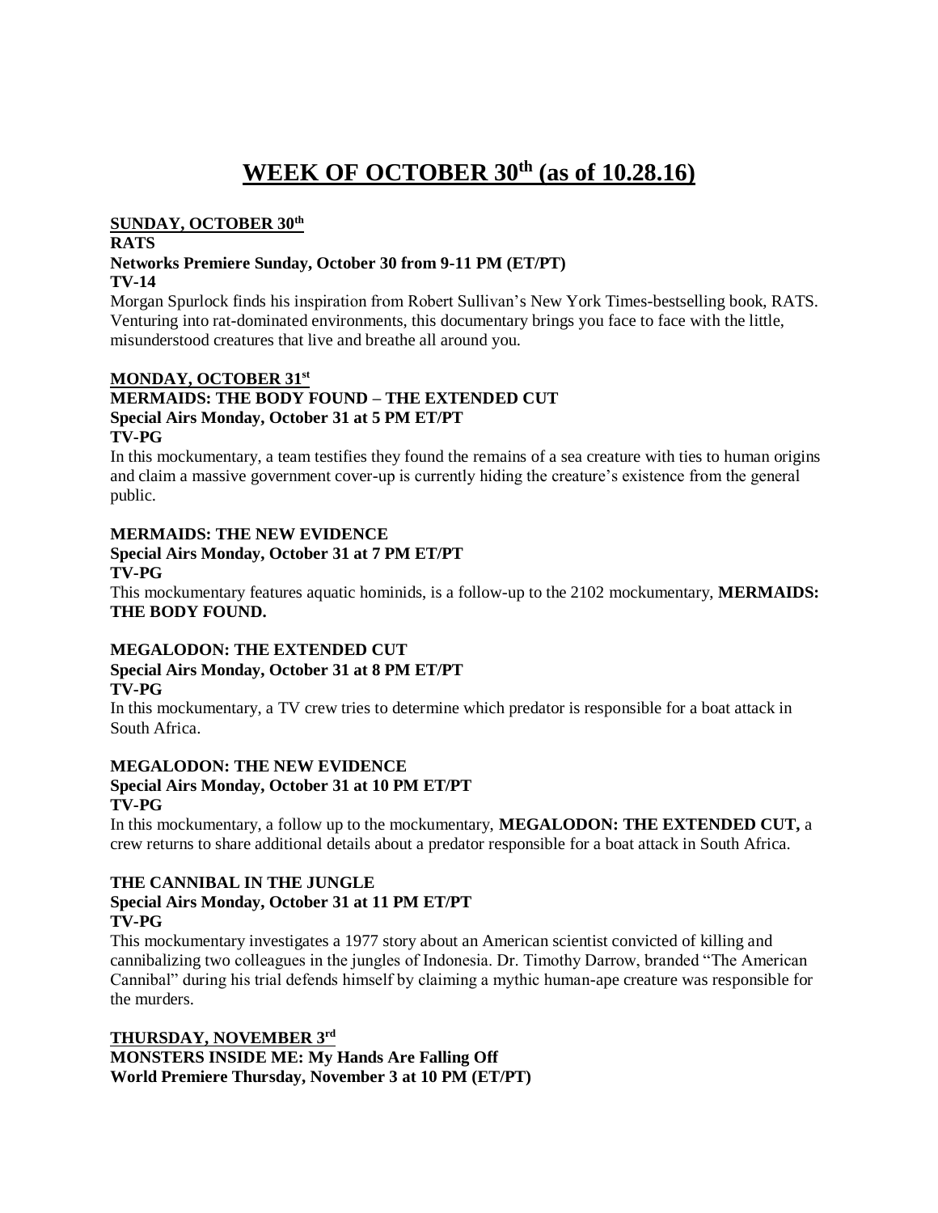# WEEK OF OCTOBER 30th (as of 10.28.16)

**SUNDAY, OCTOBER 30th**

**RATS**
**Networks Premiere Sunday, October 30 from 9-11 PM (ET/PT)**
**TV-14**

Morgan Spurlock finds his inspiration from Robert Sullivan's New York Times-bestselling book, RATS. Venturing into rat-dominated environments, this documentary brings you face to face with the little, misunderstood creatures that live and breathe all around you.

**MONDAY, OCTOBER 31st**

**MERMAIDS: THE BODY FOUND – THE EXTENDED CUT**
**Special Airs Monday, October 31 at 5 PM ET/PT**
**TV-PG**

In this mockumentary, a team testifies they found the remains of a sea creature with ties to human origins and claim a massive government cover-up is currently hiding the creature's existence from the general public.

**MERMAIDS: THE NEW EVIDENCE**
**Special Airs Monday, October 31 at 7 PM ET/PT**
**TV-PG**

This mockumentary features aquatic hominids, is a follow-up to the 2102 mockumentary, **MERMAIDS: THE BODY FOUND.**

**MEGALODON: THE EXTENDED CUT**
**Special Airs Monday, October 31 at 8 PM ET/PT**
**TV-PG**

In this mockumentary, a TV crew tries to determine which predator is responsible for a boat attack in South Africa.

**MEGALODON: THE NEW EVIDENCE**
**Special Airs Monday, October 31 at 10 PM ET/PT**
**TV-PG**

In this mockumentary, a follow up to the mockumentary, **MEGALODON: THE EXTENDED CUT,** a crew returns to share additional details about a predator responsible for a boat attack in South Africa.

**THE CANNIBAL IN THE JUNGLE**
**Special Airs Monday, October 31 at 11 PM ET/PT**
**TV-PG**

This mockumentary investigates a 1977 story about an American scientist convicted of killing and cannibalizing two colleagues in the jungles of Indonesia. Dr. Timothy Darrow, branded "The American Cannibal" during his trial defends himself by claiming a mythic human-ape creature was responsible for the murders.

**THURSDAY, NOVEMBER 3rd**

**MONSTERS INSIDE ME: My Hands Are Falling Off**
**World Premiere Thursday, November 3 at 10 PM (ET/PT)**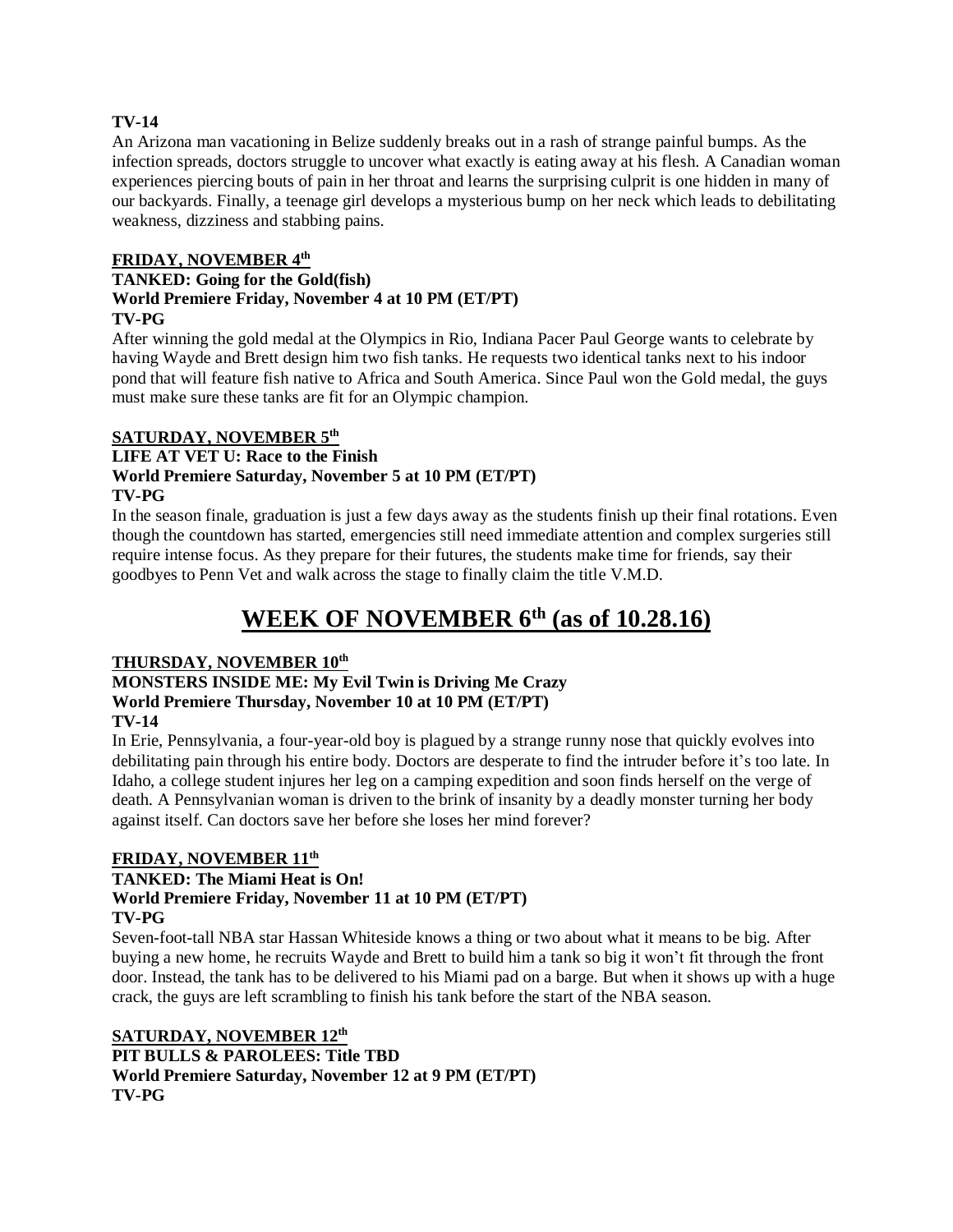**TV-14**

An Arizona man vacationing in Belize suddenly breaks out in a rash of strange painful bumps. As the infection spreads, doctors struggle to uncover what exactly is eating away at his flesh. A Canadian woman experiences piercing bouts of pain in her throat and learns the surprising culprit is one hidden in many of our backyards. Finally, a teenage girl develops a mysterious bump on her neck which leads to debilitating weakness, dizziness and stabbing pains.

**FRIDAY, NOVEMBER 4th**

**TANKED: Going for the Gold(fish)**
**World Premiere Friday, November 4 at 10 PM (ET/PT)**
**TV-PG**

After winning the gold medal at the Olympics in Rio, Indiana Pacer Paul George wants to celebrate by having Wayde and Brett design him two fish tanks. He requests two identical tanks next to his indoor pond that will feature fish native to Africa and South America. Since Paul won the Gold medal, the guys must make sure these tanks are fit for an Olympic champion.

**SATURDAY, NOVEMBER 5th**

**LIFE AT VET U: Race to the Finish**
**World Premiere Saturday, November 5 at 10 PM (ET/PT)**
**TV-PG**

In the season finale, graduation is just a few days away as the students finish up their final rotations. Even though the countdown has started, emergencies still need immediate attention and complex surgeries still require intense focus. As they prepare for their futures, the students make time for friends, say their goodbyes to Penn Vet and walk across the stage to finally claim the title V.M.D.

# WEEK OF NOVEMBER 6th (as of 10.28.16)

**THURSDAY, NOVEMBER 10th**

**MONSTERS INSIDE ME: My Evil Twin is Driving Me Crazy**
**World Premiere Thursday, November 10 at 10 PM (ET/PT)**
**TV-14**

In Erie, Pennsylvania, a four-year-old boy is plagued by a strange runny nose that quickly evolves into debilitating pain through his entire body. Doctors are desperate to find the intruder before it's too late. In Idaho, a college student injures her leg on a camping expedition and soon finds herself on the verge of death. A Pennsylvanian woman is driven to the brink of insanity by a deadly monster turning her body against itself. Can doctors save her before she loses her mind forever?

**FRIDAY, NOVEMBER 11th**

**TANKED: The Miami Heat is On!**
**World Premiere Friday, November 11 at 10 PM (ET/PT)**
**TV-PG**

Seven-foot-tall NBA star Hassan Whiteside knows a thing or two about what it means to be big. After buying a new home, he recruits Wayde and Brett to build him a tank so big it won't fit through the front door. Instead, the tank has to be delivered to his Miami pad on a barge. But when it shows up with a huge crack, the guys are left scrambling to finish his tank before the start of the NBA season.

**SATURDAY, NOVEMBER 12th**

**PIT BULLS & PAROLEES: Title TBD**
**World Premiere Saturday, November 12 at 9 PM (ET/PT)**
**TV-PG**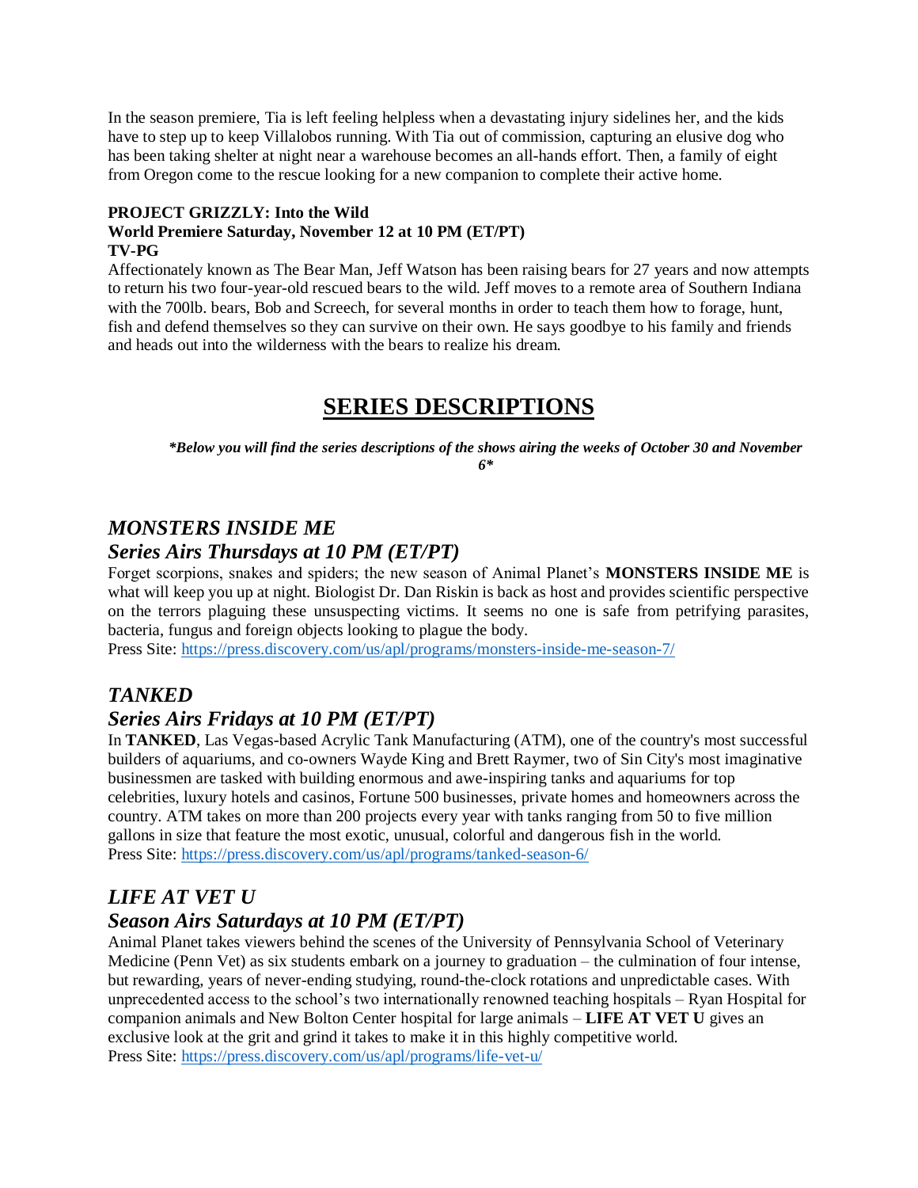In the season premiere, Tia is left feeling helpless when a devastating injury sidelines her, and the kids have to step up to keep Villalobos running. With Tia out of commission, capturing an elusive dog who has been taking shelter at night near a warehouse becomes an all-hands effort. Then, a family of eight from Oregon come to the rescue looking for a new companion to complete their active home.

**PROJECT GRIZZLY: Into the Wild**
**World Premiere Saturday, November 12 at 10 PM (ET/PT)**
**TV-PG**

Affectionately known as The Bear Man, Jeff Watson has been raising bears for 27 years and now attempts to return his two four-year-old rescued bears to the wild. Jeff moves to a remote area of Southern Indiana with the 700lb. bears, Bob and Screech, for several months in order to teach them how to forage, hunt, fish and defend themselves so they can survive on their own. He says goodbye to his family and friends and heads out into the wilderness with the bears to realize his dream.

# SERIES DESCRIPTIONS

***Below you will find the series descriptions of the shows airing the weeks of October 30 and November 6***

## *MONSTERS INSIDE ME*
## *Series Airs Thursdays at 10 PM (ET/PT)*

Forget scorpions, snakes and spiders; the new season of Animal Planet's **MONSTERS INSIDE ME** is what will keep you up at night. Biologist Dr. Dan Riskin is back as host and provides scientific perspective on the terrors plaguing these unsuspecting victims. It seems no one is safe from petrifying parasites, bacteria, fungus and foreign objects looking to plague the body.
Press Site: https://press.discovery.com/us/apl/programs/monsters-inside-me-season-7/

## *TANKED*
## *Series Airs Fridays at 10 PM (ET/PT)*

In **TANKED**, Las Vegas-based Acrylic Tank Manufacturing (ATM), one of the country's most successful builders of aquariums, and co-owners Wayde King and Brett Raymer, two of Sin City's most imaginative businessmen are tasked with building enormous and awe-inspiring tanks and aquariums for top celebrities, luxury hotels and casinos, Fortune 500 businesses, private homes and homeowners across the country. ATM takes on more than 200 projects every year with tanks ranging from 50 to five million gallons in size that feature the most exotic, unusual, colorful and dangerous fish in the world.
Press Site: https://press.discovery.com/us/apl/programs/tanked-season-6/

## *LIFE AT VET U*
## *Season Airs Saturdays at 10 PM (ET/PT)*

Animal Planet takes viewers behind the scenes of the University of Pennsylvania School of Veterinary Medicine (Penn Vet) as six students embark on a journey to graduation – the culmination of four intense, but rewarding, years of never-ending studying, round-the-clock rotations and unpredictable cases. With unprecedented access to the school's two internationally renowned teaching hospitals – Ryan Hospital for companion animals and New Bolton Center hospital for large animals – **LIFE AT VET U** gives an exclusive look at the grit and grind it takes to make it in this highly competitive world.
Press Site: https://press.discovery.com/us/apl/programs/life-vet-u/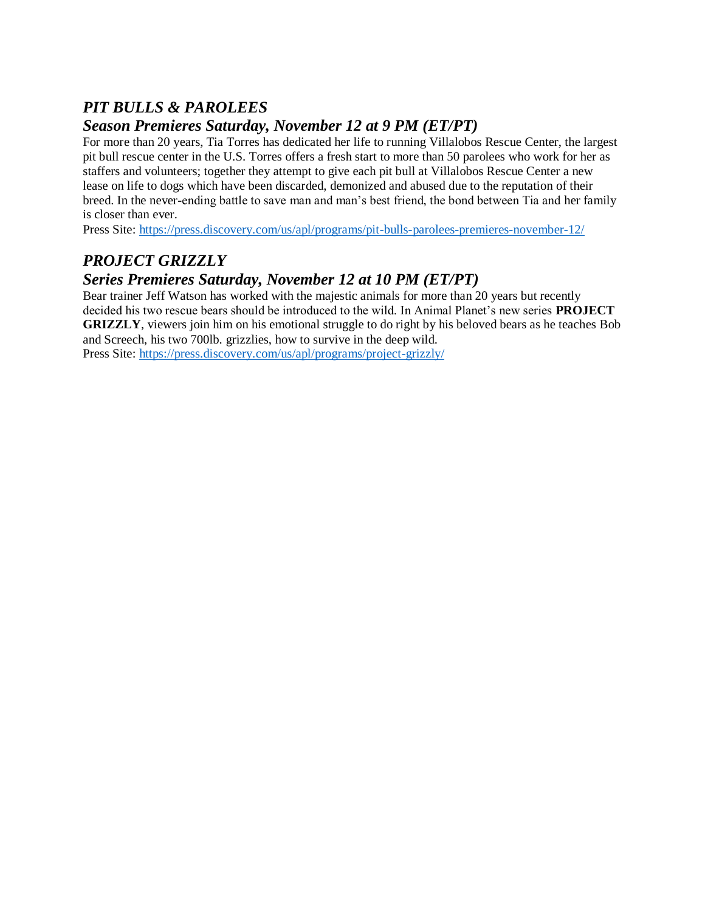## *PIT BULLS & PAROLEES*

### *Season Premieres Saturday, November 12 at 9 PM (ET/PT)*

For more than 20 years, Tia Torres has dedicated her life to running Villalobos Rescue Center, the largest pit bull rescue center in the U.S. Torres offers a fresh start to more than 50 parolees who work for her as staffers and volunteers; together they attempt to give each pit bull at Villalobos Rescue Center a new lease on life to dogs which have been discarded, demonized and abused due to the reputation of their breed. In the never-ending battle to save man and man's best friend, the bond between Tia and her family is closer than ever.

Press Site: [https://press.discovery.com/us/apl/programs/pit-bulls-parolees-premieres-november-12/](https://press.discovery.com/us/apl/programs/pit-bulls-parolees-premieres-november-12/)

## *PROJECT GRIZZLY*

### *Series Premieres Saturday, November 12 at 10 PM (ET/PT)*

Bear trainer Jeff Watson has worked with the majestic animals for more than 20 years but recently decided his two rescue bears should be introduced to the wild. In Animal Planet's new series **PROJECT GRIZZLY**, viewers join him on his emotional struggle to do right by his beloved bears as he teaches Bob and Screech, his two 700lb. grizzlies, how to survive in the deep wild.

Press Site: [https://press.discovery.com/us/apl/programs/project-grizzly/](https://press.discovery.com/us/apl/programs/project-grizzly/)